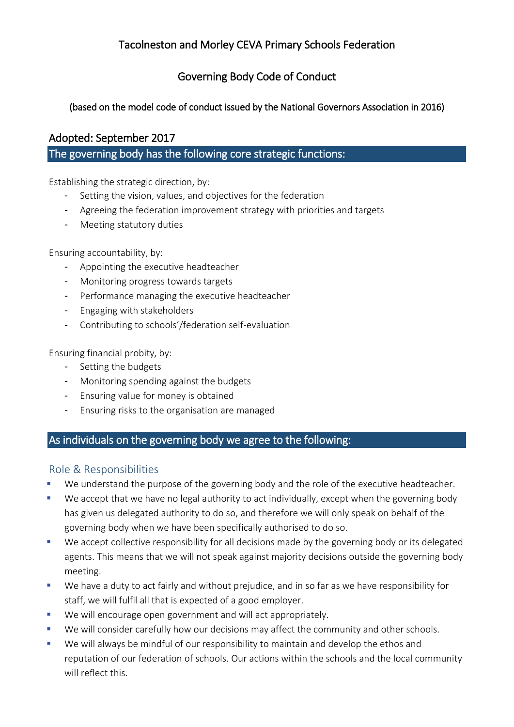# Tacolneston and Morley CEVA Primary Schools Federation

## Governing Body Code of Conduct

(based on the model code of conduct issued by the National Governors Association in 2016)

## Adopted: September 2017

## The governing body has the following core strategic functions:

Establishing the strategic direction, by:

- Setting the vision, values, and objectives for the federation
- Agreeing the federation improvement strategy with priorities and targets
- Meeting statutory duties

Ensuring accountability, by:

- Appointing the executive headteacher
- Monitoring progress towards targets
- Performance managing the executive headteacher
- Engaging with stakeholders
- Contributing to schools'/federation self-evaluation

Ensuring financial probity, by:

- Setting the budgets
- Monitoring spending against the budgets
- Ensuring value for money is obtained
- Ensuring risks to the organisation are managed

## As individuals on the governing body we agree to the following:

### Role & Responsibilities

- We understand the purpose of the governing body and the role of the executive headteacher.
- We accept that we have no legal authority to act individually, except when the governing body has given us delegated authority to do so, and therefore we will only speak on behalf of the governing body when we have been specifically authorised to do so.
- We accept collective responsibility for all decisions made by the governing body or its delegated agents. This means that we will not speak against majority decisions outside the governing body meeting.
- We have a duty to act fairly and without prejudice, and in so far as we have responsibility for staff, we will fulfil all that is expected of a good employer.
- We will encourage open government and will act appropriately.
- We will consider carefully how our decisions may affect the community and other schools.
- We will always be mindful of our responsibility to maintain and develop the ethos and reputation of our federation of schools. Our actions within the schools and the local community will reflect this.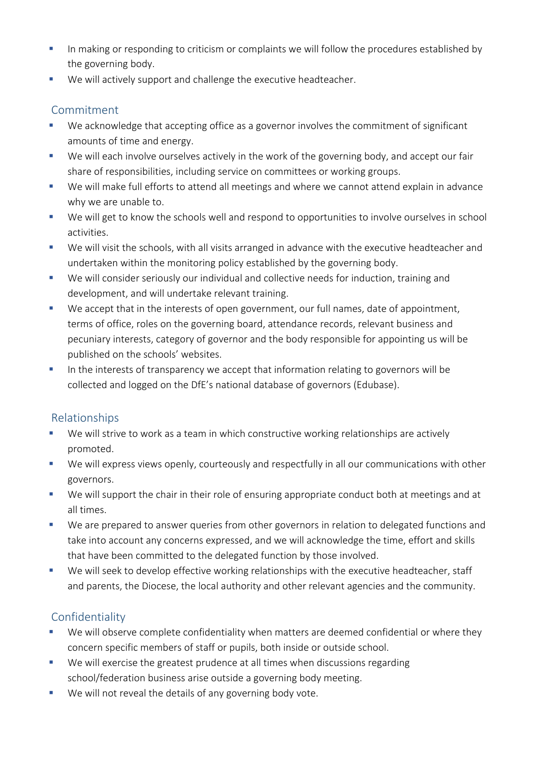- In making or responding to criticism or complaints we will follow the procedures established by the governing body.
- We will actively support and challenge the executive headteacher.

## Commitment

- We acknowledge that accepting office as a governor involves the commitment of significant amounts of time and energy.
- We will each involve ourselves actively in the work of the governing body, and accept our fair share of responsibilities, including service on committees or working groups.
- We will make full efforts to attend all meetings and where we cannot attend explain in advance why we are unable to.
- We will get to know the schools well and respond to opportunities to involve ourselves in school activities.
- We will visit the schools, with all visits arranged in advance with the executive headteacher and undertaken within the monitoring policy established by the governing body.
- We will consider seriously our individual and collective needs for induction, training and development, and will undertake relevant training.
- We accept that in the interests of open government, our full names, date of appointment, terms of office, roles on the governing board, attendance records, relevant business and pecuniary interests, category of governor and the body responsible for appointing us will be published on the schools' websites.
- In the interests of transparency we accept that information relating to governors will be collected and logged on the DfE's national database of governors (Edubase).

## Relationships

- We will strive to work as a team in which constructive working relationships are actively promoted.
- We will express views openly, courteously and respectfully in all our communications with other governors.
- We will support the chair in their role of ensuring appropriate conduct both at meetings and at all times.
- We are prepared to answer queries from other governors in relation to delegated functions and take into account any concerns expressed, and we will acknowledge the time, effort and skills that have been committed to the delegated function by those involved.
- We will seek to develop effective working relationships with the executive headteacher, staff and parents, the Diocese, the local authority and other relevant agencies and the community.

## Confidentiality

- We will observe complete confidentiality when matters are deemed confidential or where they concern specific members of staff or pupils, both inside or outside school.
- We will exercise the greatest prudence at all times when discussions regarding school/federation business arise outside a governing body meeting.
- We will not reveal the details of any governing body vote.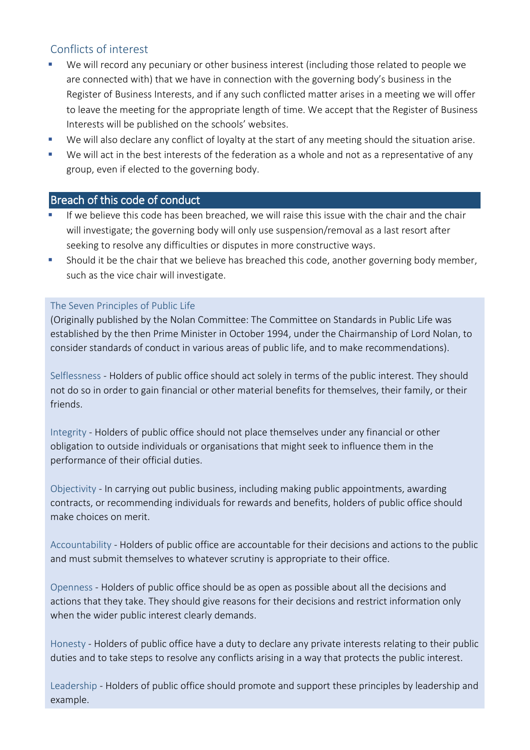## Conflicts of interest

- We will record any pecuniary or other business interest (including those related to people we are connected with) that we have in connection with the governing body's business in the Register of Business Interests, and if any such conflicted matter arises in a meeting we will offer to leave the meeting for the appropriate length of time. We accept that the Register of Business Interests will be published on the schools' websites.
- We will also declare any conflict of loyalty at the start of any meeting should the situation arise.
- We will act in the best interests of the federation as a whole and not as a representative of any group, even if elected to the governing body.

## Breach of this code of conduct

- If we believe this code has been breached, we will raise this issue with the chair and the chair will investigate; the governing body will only use suspension/removal as a last resort after seeking to resolve any difficulties or disputes in more constructive ways.
- Should it be the chair that we believe has breached this code, another governing body member, such as the vice chair will investigate.

### The Seven Principles of Public Life

(Originally published by the Nolan Committee: The Committee on Standards in Public Life was established by the then Prime Minister in October 1994, under the Chairmanship of Lord Nolan, to consider standards of conduct in various areas of public life, and to make recommendations).

Selflessness - Holders of public office should act solely in terms of the public interest. They should not do so in order to gain financial or other material benefits for themselves, their family, or their friends.

Integrity - Holders of public office should not place themselves under any financial or other obligation to outside individuals or organisations that might seek to influence them in the performance of their official duties.

Objectivity - In carrying out public business, including making public appointments, awarding contracts, or recommending individuals for rewards and benefits, holders of public office should make choices on merit.

Accountability - Holders of public office are accountable for their decisions and actions to the public and must submit themselves to whatever scrutiny is appropriate to their office.

Openness - Holders of public office should be as open as possible about all the decisions and actions that they take. They should give reasons for their decisions and restrict information only when the wider public interest clearly demands.

Honesty - Holders of public office have a duty to declare any private interests relating to their public duties and to take steps to resolve any conflicts arising in a way that protects the public interest.

Leadership - Holders of public office should promote and support these principles by leadership and example.